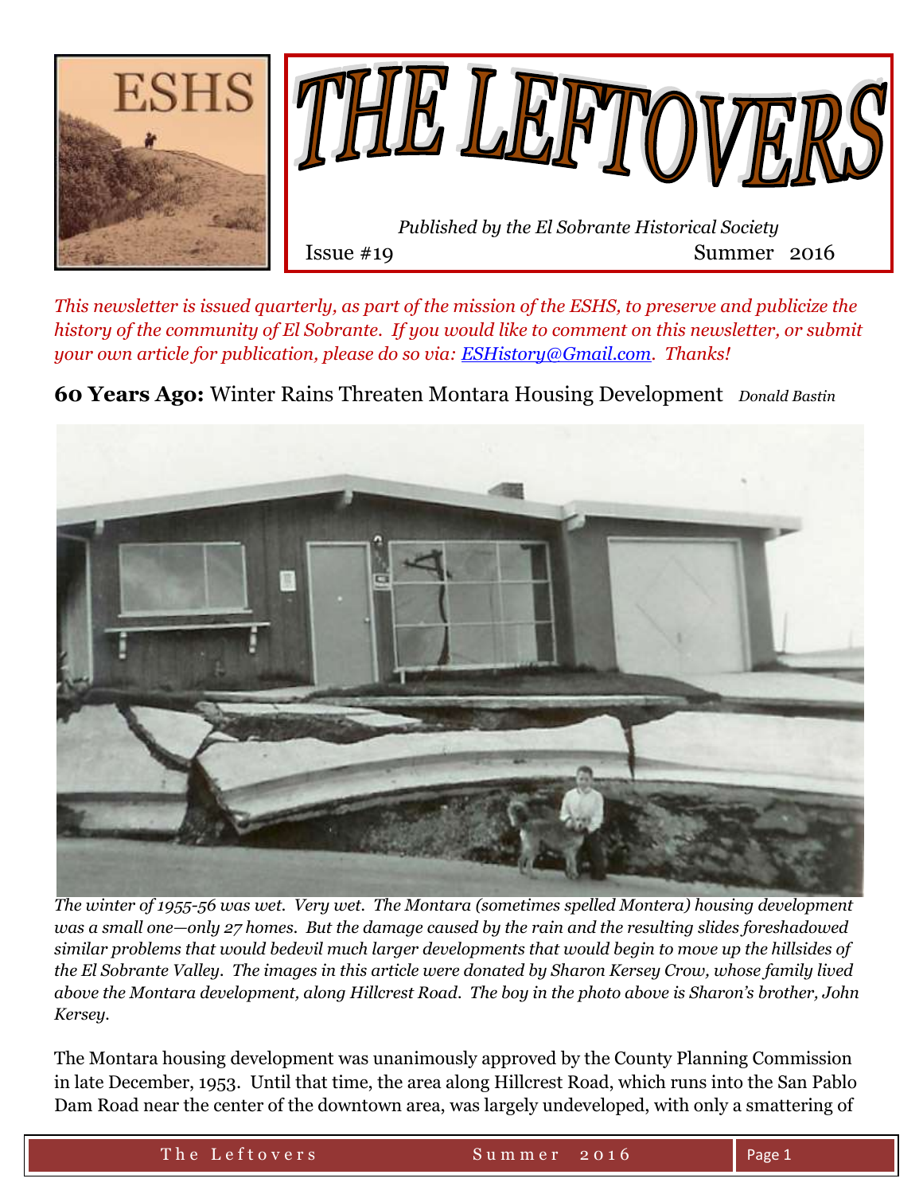ESHS

# THE LEFTOVERS

*Published by the El Sobrante Historical Society*

Issue #19 Summer 2016

*This newsletter is issued quarterly, as part of the mission of the ESHS, to preserve and publicize the history of the community of El Sobrante. If you would like to comment on this newsletter, or submit your own article for publication, please do so via: ESHistory@Gmail.com. Thanks!*

## **60 Years Ago:** Winter Rains Threaten Montara Housing Development *Donald Bastin*

*The winter of 1955-56 was wet. Very wet. The Montara (sometimes spelled Montera) housing development was a small one—only 27 homes. But the damage caused by the rain and the resulting slides foreshadowed similar problems that would bedevil much larger developments that would begin to move up the hillsides of the El Sobrante Valley. The images in this article were donated by Sharon Kersey Crow, whose family lived above the Montara development, along Hillcrest Road. The boy in the photo above is Sharon's brother, John Kersey.*

The Montara housing development was unanimously approved by the County Planning Commission in late December, 1953. Until that time, the area along Hillcrest Road, which runs into the San Pablo Dam Road near the center of the downtown area, was largely undeveloped, with only a smattering of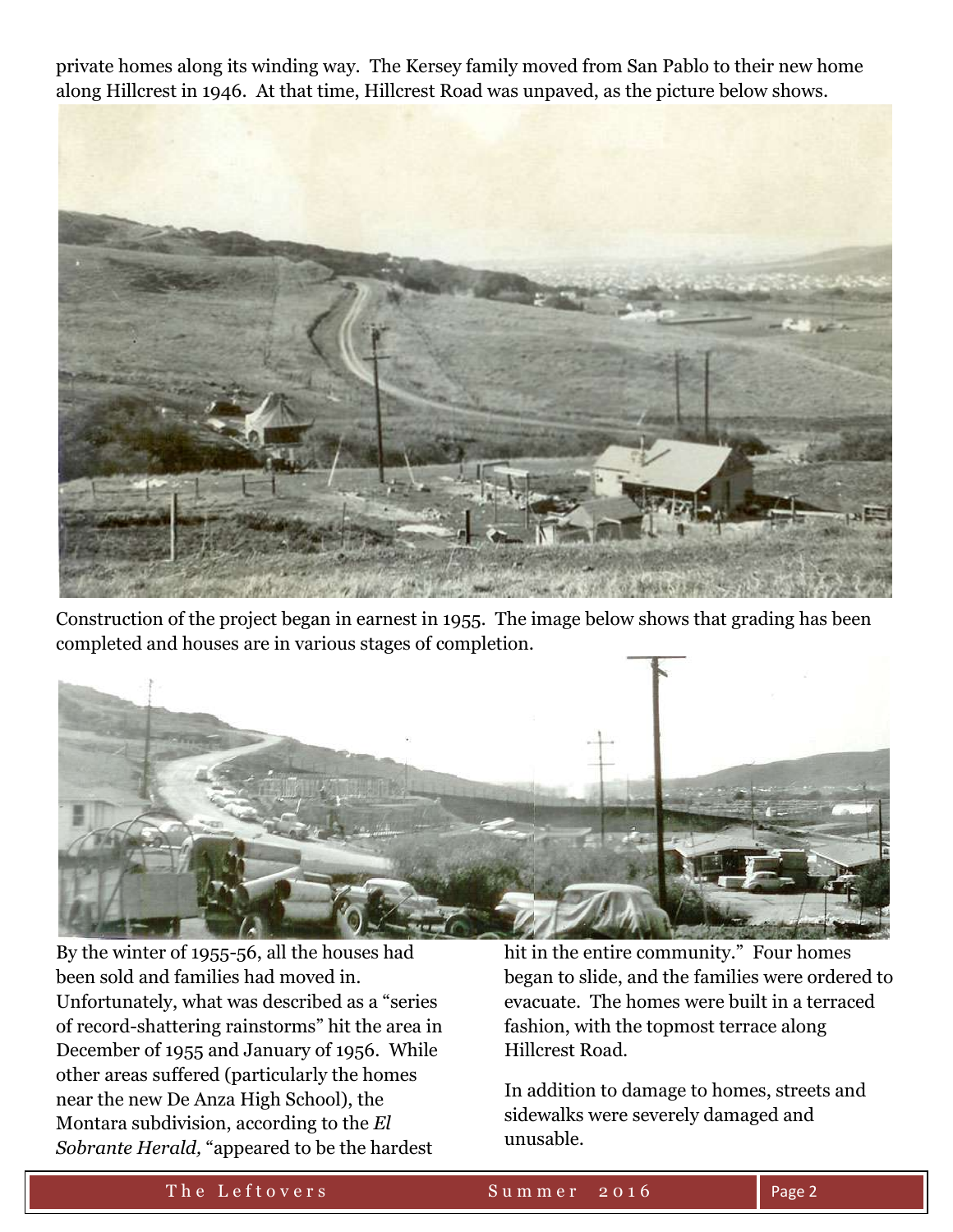private homes along its winding way. The Kersey family moved from San Pablo to their new home along Hillcrest in 1946. At that time, Hillcrest Road was unpaved, as the picture below shows.

Construction of the project began in earnest in 1955. The image below shows that grading has been completed and houses are in various stages of completion.

By the winter of 1955-56, all the houses had been sold and families had moved in. Unfortunately, what was described as a "series of record-shattering rainstorms" hit the area in December of 1955 and January of 1956. While other areas suffered (particularly the homes near the new De Anza High School), the Montara subdivision, according to the *El Sobrante Herald,* "appeared to be the hardest hit in the entire community." Four homes began to slide, and the families were ordered to evacuate. The homes were built in a terraced fashion, with the topmost terrace along Hillcrest Road.

In addition to damage to homes, streets and sidewalks were severely damaged and unusable.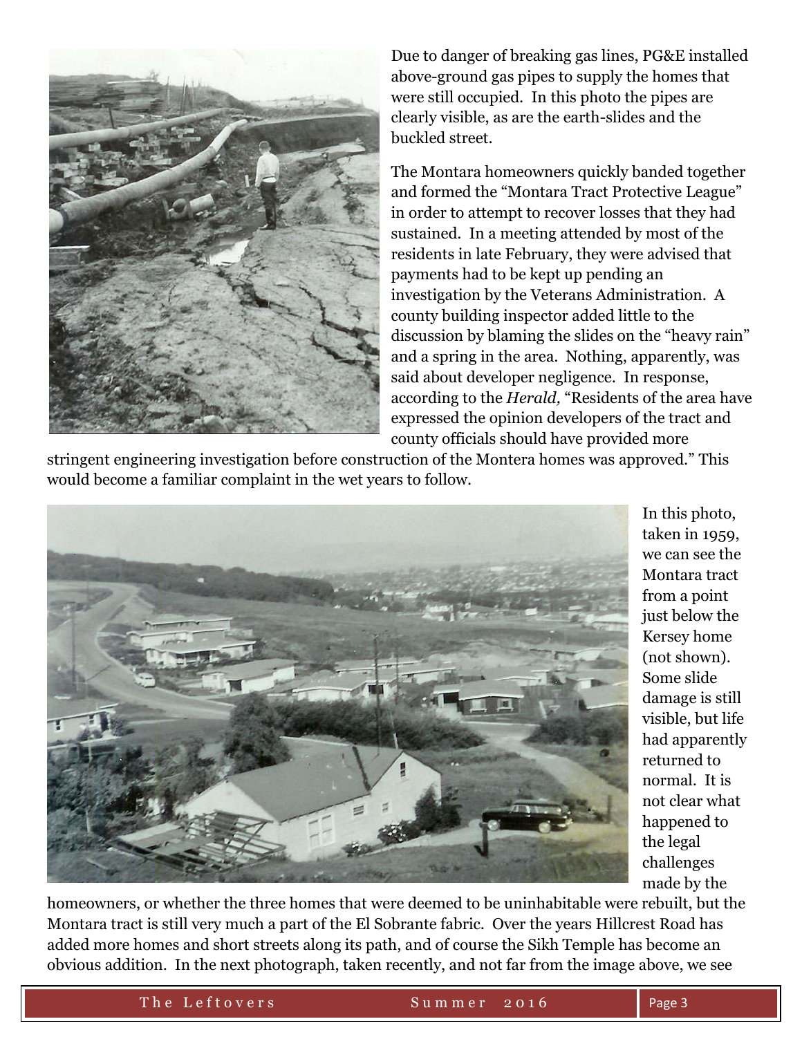Due to danger of breaking gas lines, PG&E installed above-ground gas pipes to supply the homes that were still occupied. In this photo the pipes are clearly visible, as are the earth-slides and the buckled street.

The Montara homeowners quickly banded together and formed the "Montara Tract Protective League" in order to attempt to recover losses that they had sustained. In a meeting attended by most of the residents in late February, they were advised that payments had to be kept up pending an investigation by the Veterans Administration. A county building inspector added little to the discussion by blaming the slides on the "heavy rain" and a spring in the area. Nothing, apparently, was said about developer negligence. In response, according to the *Herald,* "Residents of the area have expressed the opinion developers of the tract and county officials should have provided more stringent engineering investigation before construction of the Montera homes was approved." This would become a familiar complaint in the wet years to follow.

In this photo, taken in 1959, we can see the Montara tract from a point just below the Kersey home (not shown). Some slide damage is still visible, but life had apparently returned to normal. It is not clear what happened to the legal challenges made by the homeowners, or whether the three homes that were deemed to be uninhabitable were rebuilt, but the Montara tract is still very much a part of the El Sobrante fabric. Over the years Hillcrest Road has added more homes and short streets along its path, and of course the Sikh Temple has become an obvious addition. In the next photograph, taken recently, and not far from the image above, we see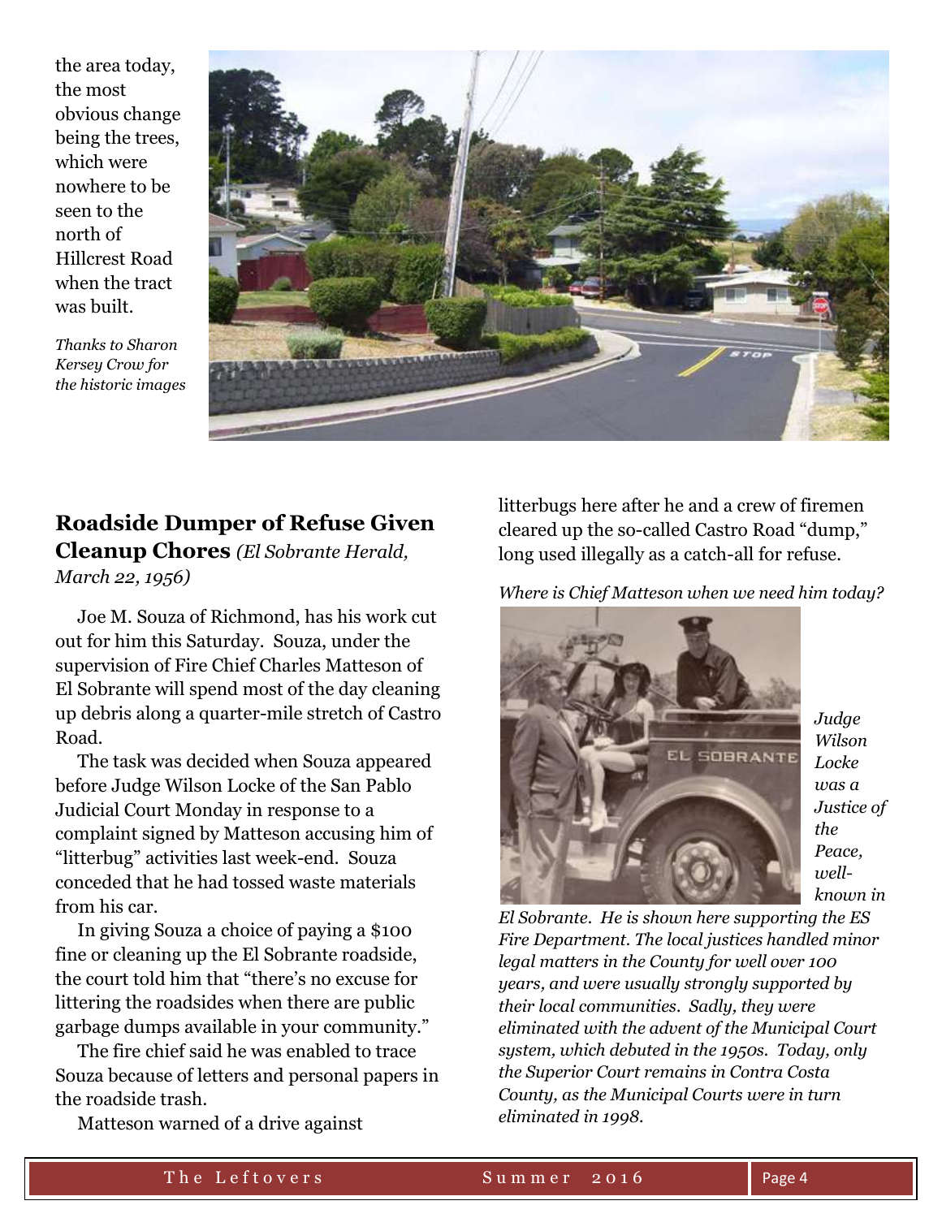the area today, the most obvious change being the trees, which were nowhere to be seen to the north of Hillcrest Road when the tract was built.

*Thanks to Sharon Kersey Crow for the historic images*

## Roadside Dumper of Refuse Given Cleanup Chores *(El Sobrante Herald, March 22, 1956)*

Joe M. Souza of Richmond, has his work cut out for him this Saturday. Souza, under the supervision of Fire Chief Charles Matteson of El Sobrante will spend most of the day cleaning up debris along a quarter-mile stretch of Castro Road.

The task was decided when Souza appeared before Judge Wilson Locke of the San Pablo Judicial Court Monday in response to a complaint signed by Matteson accusing him of "litterbug" activities last week-end. Souza conceded that he had tossed waste materials from his car.

In giving Souza a choice of paying a $100 fine or cleaning up the El Sobrante roadside, the court told him that "there's no excuse for littering the roadsides when there are public garbage dumps available in your community."

The fire chief said he was enabled to trace Souza because of letters and personal papers in the roadside trash.

Matteson warned of a drive against litterbugs here after he and a crew of firemen cleared up the so-called Castro Road "dump," long used illegally as a catch-all for refuse.

*Where is Chief Matteson when we need him today?*

*Judge Wilson Locke was a Justice of the Peace, well-known in El Sobrante. He is shown here supporting the ES Fire Department. The local justices handled minor legal matters in the County for well over 100 years, and were usually strongly supported by their local communities. Sadly, they were eliminated with the advent of the Municipal Court system, which debuted in the 1950s. Today, only the Superior Court remains in Contra Costa County, as the Municipal Courts were in turn eliminated in 1998.*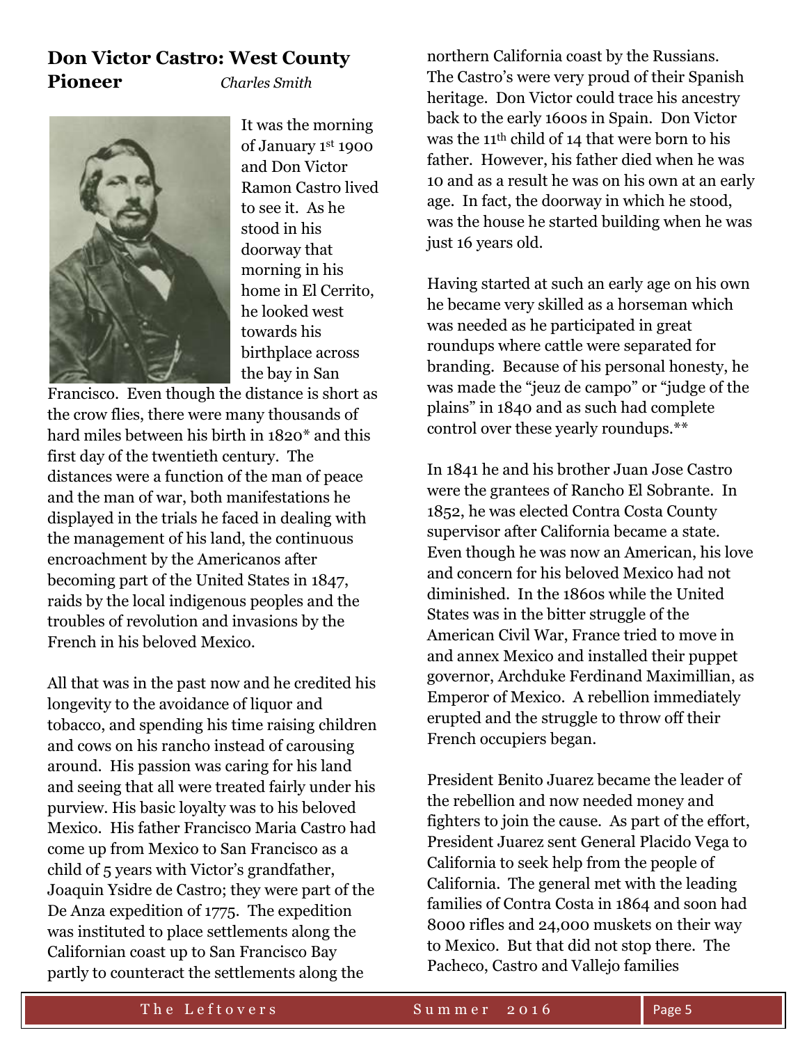## Don Victor Castro: West County Pioneer

*Charles Smith*

It was the morning of January 1st 1900 and Don Victor Ramon Castro lived to see it. As he stood in his doorway that morning in his home in El Cerrito, he looked west towards his birthplace across the bay in San Francisco. Even though the distance is short as the crow flies, there were many thousands of hard miles between his birth in 1820* and this first day of the twentieth century. The distances were a function of the man of peace and the man of war, both manifestations he displayed in the trials he faced in dealing with the management of his land, the continuous encroachment by the Americanos after becoming part of the United States in 1847, raids by the local indigenous peoples and the troubles of revolution and invasions by the French in his beloved Mexico.

All that was in the past now and he credited his longevity to the avoidance of liquor and tobacco, and spending his time raising children and cows on his rancho instead of carousing around. His passion was caring for his land and seeing that all were treated fairly under his purview. His basic loyalty was to his beloved Mexico. His father Francisco Maria Castro had come up from Mexico to San Francisco as a child of 5 years with Victor's grandfather, Joaquin Ysidre de Castro; they were part of the De Anza expedition of 1775. The expedition was instituted to place settlements along the Californian coast up to San Francisco Bay partly to counteract the settlements along the northern California coast by the Russians. The Castro's were very proud of their Spanish heritage. Don Victor could trace his ancestry back to the early 1600s in Spain. Don Victor was the 11th child of 14 that were born to his father. However, his father died when he was 10 and as a result he was on his own at an early age. In fact, the doorway in which he stood, was the house he started building when he was just 16 years old.

Having started at such an early age on his own he became very skilled as a horseman which was needed as he participated in great roundups where cattle were separated for branding. Because of his personal honesty, he was made the "jeuz de campo" or "judge of the plains" in 1840 and as such had complete control over these yearly roundups.**

In 1841 he and his brother Juan Jose Castro were the grantees of Rancho El Sobrante. In 1852, he was elected Contra Costa County supervisor after California became a state. Even though he was now an American, his love and concern for his beloved Mexico had not diminished. In the 1860s while the United States was in the bitter struggle of the American Civil War, France tried to move in and annex Mexico and installed their puppet governor, Archduke Ferdinand Maximillian, as Emperor of Mexico. A rebellion immediately erupted and the struggle to throw off their French occupiers began.

President Benito Juarez became the leader of the rebellion and now needed money and fighters to join the cause. As part of the effort, President Juarez sent General Placido Vega to California to seek help from the people of California. The general met with the leading families of Contra Costa in 1864 and soon had 8000 rifles and 24,000 muskets on their way to Mexico. But that did not stop there. The Pacheco, Castro and Vallejo families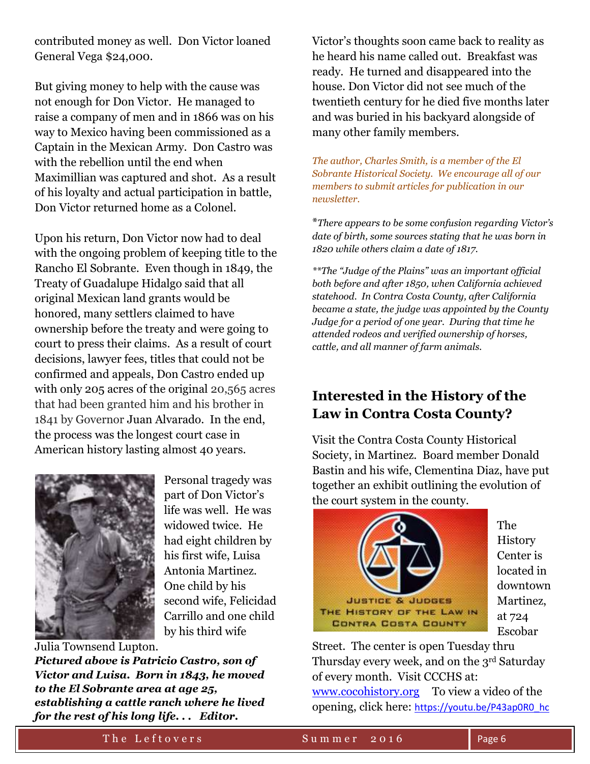contributed money as well. Don Victor loaned General Vega $24,000.

But giving money to help with the cause was not enough for Don Victor. He managed to raise a company of men and in 1866 was on his way to Mexico having been commissioned as a Captain in the Mexican Army. Don Castro was with the rebellion until the end when Maximillian was captured and shot. As a result of his loyalty and actual participation in battle, Don Victor returned home as a Colonel.

Upon his return, Don Victor now had to deal with the ongoing problem of keeping title to the Rancho El Sobrante. Even though in 1849, the Treaty of Guadalupe Hidalgo said that all original Mexican land grants would be honored, many settlers claimed to have ownership before the treaty and were going to court to press their claims. As a result of court decisions, lawyer fees, titles that could not be confirmed and appeals, Don Castro ended up with only 205 acres of the original 20,565 acres that had been granted him and his brother in 1841 by Governor Juan Alvarado. In the end, the process was the longest court case in American history lasting almost 40 years.

Personal tragedy was part of Don Victor's life was well. He was widowed twice. He had eight children by his first wife, Luisa Antonia Martinez. One child by his second wife, Felicidad Carrillo and one child by his third wife Julia Townsend Lupton.

***Pictured above is Patricio Castro, son of Victor and Luisa. Born in 1843, he moved to the El Sobrante area at age 25, establishing a cattle ranch where he lived for the rest of his long life. . . Editor.***

Victor's thoughts soon came back to reality as he heard his name called out. Breakfast was ready. He turned and disappeared into the house. Don Victor did not see much of the twentieth century for he died five months later and was buried in his backyard alongside of many other family members.

*The author, Charles Smith, is a member of the El Sobrante Historical Society. We encourage all of our members to submit articles for publication in our newsletter.*

\**There appears to be some confusion regarding Victor's date of birth, some sources stating that he was born in 1820 while others claim a date of 1817.*

\*\**The "Judge of the Plains" was an important official both before and after 1850, when California achieved statehood. In Contra Costa County, after California became a state, the judge was appointed by the County Judge for a period of one year. During that time he attended rodeos and verified ownership of horses, cattle, and all manner of farm animals.*

## Interested in the History of the Law in Contra Costa County?

Visit the Contra Costa County Historical Society, in Martinez. Board member Donald Bastin and his wife, Clementina Diaz, have put together an exhibit outlining the evolution of the court system in the county.

JUSTICE & JUDGES
THE HISTORY OF THE LAW IN CONTRA COSTA COUNTY

The History Center is located in downtown Martinez, at 724 Escobar Street. The center is open Tuesday thru Thursday every week, and on the 3rd Saturday of every month. Visit CCCHS at: www.cocohistory.org To view a video of the opening, click here: https://youtu.be/P43ap0R0_hc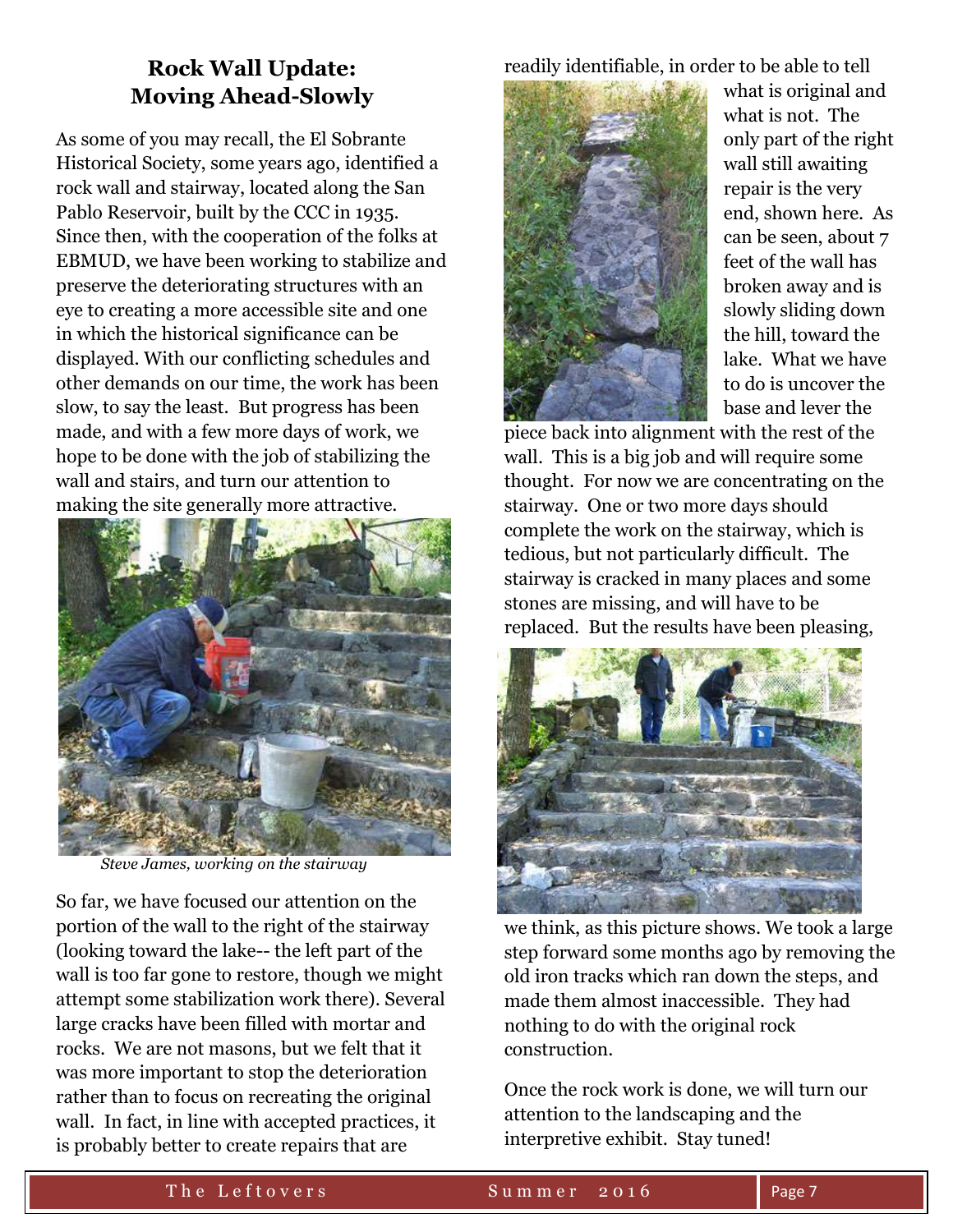## Rock Wall Update: Moving Ahead-Slowly

As some of you may recall, the El Sobrante Historical Society, some years ago, identified a rock wall and stairway, located along the San Pablo Reservoir, built by the CCC in 1935. Since then, with the cooperation of the folks at EBMUD, we have been working to stabilize and preserve the deteriorating structures with an eye to creating a more accessible site and one in which the historical significance can be displayed. With our conflicting schedules and other demands on our time, the work has been slow, to say the least. But progress has been made, and with a few more days of work, we hope to be done with the job of stabilizing the wall and stairs, and turn our attention to making the site generally more attractive.

*Steve James, working on the stairway*

So far, we have focused our attention on the portion of the wall to the right of the stairway (looking toward the lake-- the left part of the wall is too far gone to restore, though we might attempt some stabilization work there). Several large cracks have been filled with mortar and rocks. We are not masons, but we felt that it was more important to stop the deterioration rather than to focus on recreating the original wall. In fact, in line with accepted practices, it is probably better to create repairs that are readily identifiable, in order to be able to tell what is original and what is not. The only part of the right wall still awaiting repair is the very end, shown here. As can be seen, about 7 feet of the wall has broken away and is slowly sliding down the hill, toward the lake. What we have to do is uncover the base and lever the piece back into alignment with the rest of the wall. This is a big job and will require some thought. For now we are concentrating on the stairway. One or two more days should complete the work on the stairway, which is tedious, but not particularly difficult. The stairway is cracked in many places and some stones are missing, and will have to be replaced. But the results have been pleasing, we think, as this picture shows. We took a large step forward some months ago by removing the old iron tracks which ran down the steps, and made them almost inaccessible. They had nothing to do with the original rock construction.

Once the rock work is done, we will turn our attention to the landscaping and the interpretive exhibit. Stay tuned!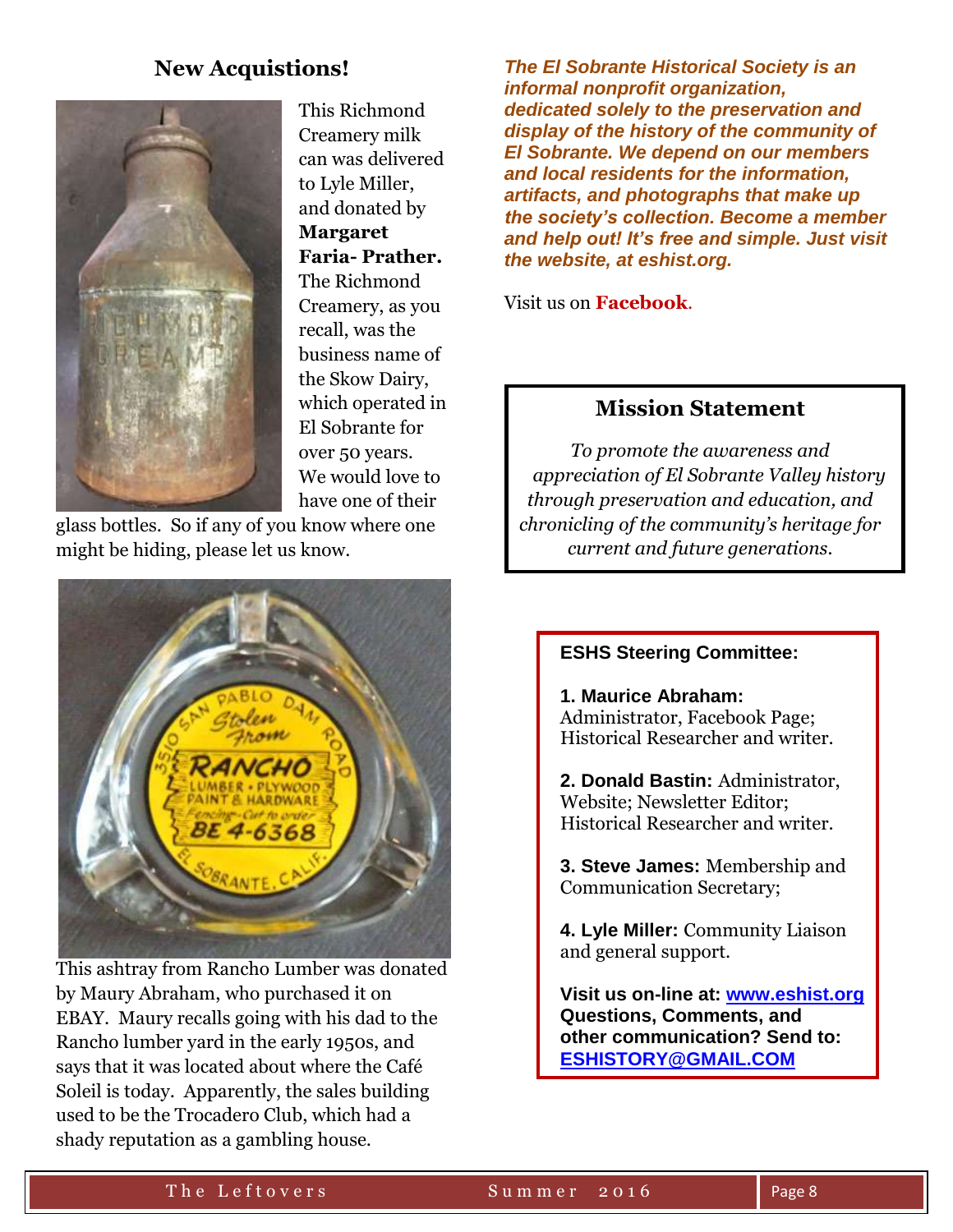## New Acquistions!

This Richmond Creamery milk can was delivered to Lyle Miller, and donated by **Margaret Faria- Prather.** The Richmond Creamery, as you recall, was the business name of the Skow Dairy, which operated in El Sobrante for over 50 years. We would love to have one of their glass bottles. So if any of you know where one might be hiding, please let us know.

This ashtray from Rancho Lumber was donated by Maury Abraham, who purchased it on EBAY. Maury recalls going with his dad to the Rancho lumber yard in the early 1950s, and says that it was located about where the Café Soleil is today. Apparently, the sales building used to be the Trocadero Club, which had a shady reputation as a gambling house.

***The El Sobrante Historical Society is an informal nonprofit organization, dedicated solely to the preservation and display of the history of the community of El Sobrante. We depend on our members and local residents for the information, artifacts, and photographs that make up the society's collection. Become a member and help out! It's free and simple. Just visit the website, at eshist.org.***

Visit us on **Facebook**.

### Mission Statement

*To promote the awareness and appreciation of El Sobrante Valley history through preservation and education, and chronicling of the community's heritage for current and future generations.*

**ESHS Steering Committee:**

1. **Maurice Abraham:** Administrator, Facebook Page; Historical Researcher and writer.

2. **Donald Bastin:** Administrator, Website; Newsletter Editor; Historical Researcher and writer.

3. **Steve James:** Membership and Communication Secretary;

4. **Lyle Miller:** Community Liaison and general support.

**Visit us on-line at: www.eshist.org**
**Questions, Comments, and other communication? Send to: ESHISTORY@GMAIL.COM**